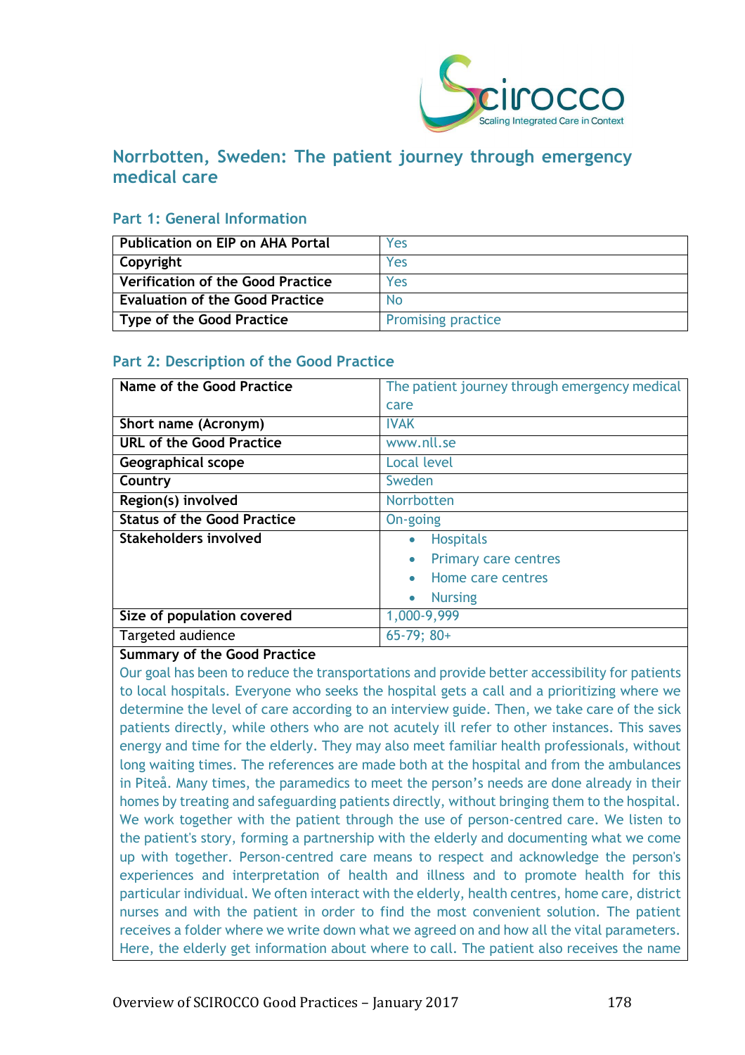# Norrbotten, Sweden: The patient journey through emergency medical care

## Part 1: General Information

| | |
|---|---|
| **Publication on EIP on AHA Portal** | Yes |
| **Copyright** | Yes |
| **Verification of the Good Practice** | Yes |
| **Evaluation of the Good Practice** | No |
| **Type of the Good Practice** | Promising practice |

## Part 2: Description of the Good Practice

| | |
|---|---|
| **Name of the Good Practice** | The patient journey through emergency medical care |
| **Short name (Acronym)** | IVAK |
| **URL of the Good Practice** | www.nll.se |
| **Geographical scope** | Local level |
| **Country** | Sweden |
| **Region(s) involved** | Norrbotten |
| **Status of the Good Practice** | On-going |
| **Stakeholders involved** | • Hospitals<br>• Primary care centres<br>• Home care centres<br>• Nursing |
| **Size of population covered** | 1,000-9,999 |
| Targeted audience | 65-79; 80+ |

**Summary of the Good Practice**

Our goal has been to reduce the transportations and provide better accessibility for patients to local hospitals. Everyone who seeks the hospital gets a call and a prioritizing where we determine the level of care according to an interview guide. Then, we take care of the sick patients directly, while others who are not acutely ill refer to other instances. This saves energy and time for the elderly. They may also meet familiar health professionals, without long waiting times. The references are made both at the hospital and from the ambulances in Piteå. Many times, the paramedics to meet the person's needs are done already in their homes by treating and safeguarding patients directly, without bringing them to the hospital. We work together with the patient through the use of person-centred care. We listen to the patient's story, forming a partnership with the elderly and documenting what we come up with together. Person-centred care means to respect and acknowledge the person's experiences and interpretation of health and illness and to promote health for this particular individual. We often interact with the elderly, health centres, home care, district nurses and with the patient in order to find the most convenient solution. The patient receives a folder where we write down what we agreed on and how all the vital parameters. Here, the elderly get information about where to call. The patient also receives the name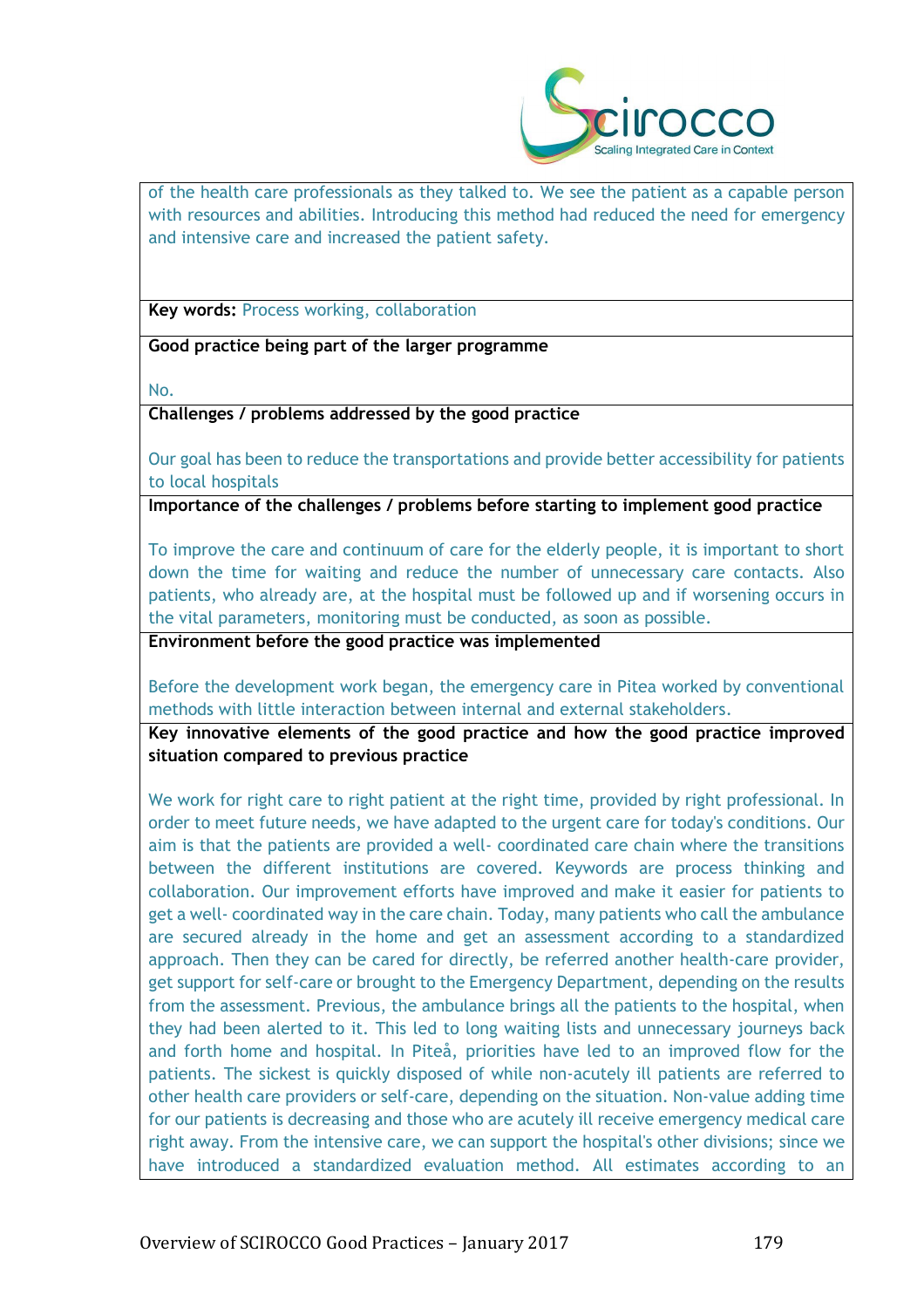of the health care professionals as they talked to. We see the patient as a capable person with resources and abilities. Introducing this method had reduced the need for emergency and intensive care and increased the patient safety.

**Key words:** Process working, collaboration

**Good practice being part of the larger programme**

No.

**Challenges / problems addressed by the good practice**

Our goal has been to reduce the transportations and provide better accessibility for patients to local hospitals

**Importance of the challenges / problems before starting to implement good practice**

To improve the care and continuum of care for the elderly people, it is important to short down the time for waiting and reduce the number of unnecessary care contacts. Also patients, who already are, at the hospital must be followed up and if worsening occurs in the vital parameters, monitoring must be conducted, as soon as possible.

**Environment before the good practice was implemented**

Before the development work began, the emergency care in Pitea worked by conventional methods with little interaction between internal and external stakeholders.

**Key innovative elements of the good practice and how the good practice improved situation compared to previous practice**

We work for right care to right patient at the right time, provided by right professional. In order to meet future needs, we have adapted to the urgent care for today's conditions. Our aim is that the patients are provided a well- coordinated care chain where the transitions between the different institutions are covered. Keywords are process thinking and collaboration. Our improvement efforts have improved and make it easier for patients to get a well- coordinated way in the care chain. Today, many patients who call the ambulance are secured already in the home and get an assessment according to a standardized approach. Then they can be cared for directly, be referred another health-care provider, get support for self-care or brought to the Emergency Department, depending on the results from the assessment. Previous, the ambulance brings all the patients to the hospital, when they had been alerted to it. This led to long waiting lists and unnecessary journeys back and forth home and hospital. In Piteå, priorities have led to an improved flow for the patients. The sickest is quickly disposed of while non-acutely ill patients are referred to other health care providers or self-care, depending on the situation. Non-value adding time for our patients is decreasing and those who are acutely ill receive emergency medical care right away. From the intensive care, we can support the hospital's other divisions; since we have introduced a standardized evaluation method. All estimates according to an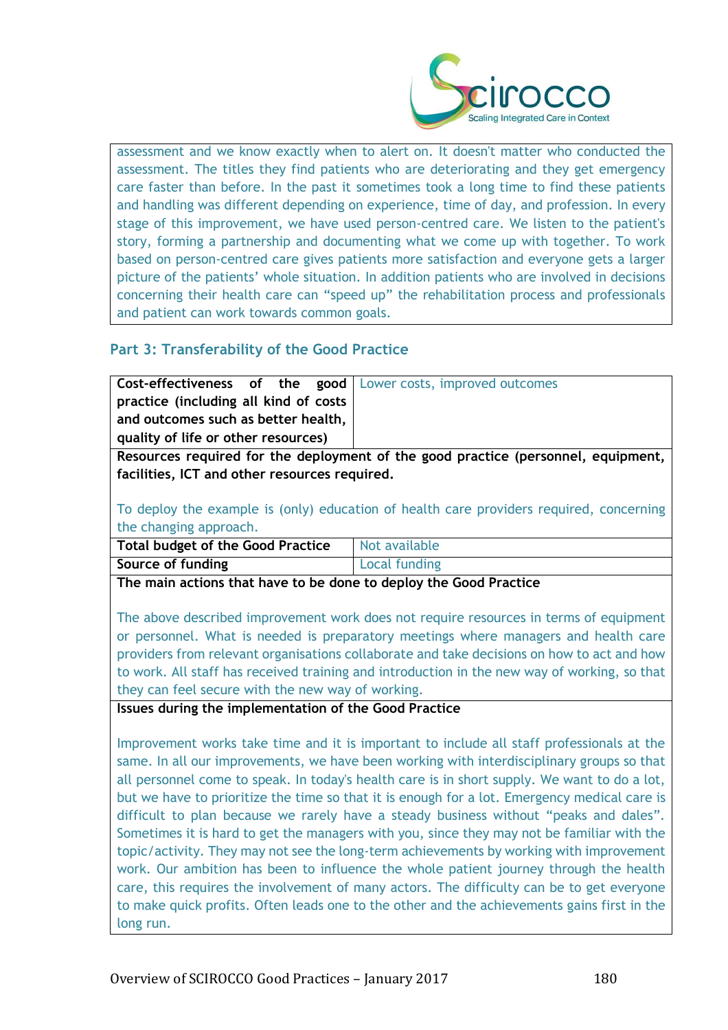assessment and we know exactly when to alert on. It doesn't matter who conducted the assessment. The titles they find patients who are deteriorating and they get emergency care faster than before. In the past it sometimes took a long time to find these patients and handling was different depending on experience, time of day, and profession. In every stage of this improvement, we have used person-centred care. We listen to the patient's story, forming a partnership and documenting what we come up with together. To work based on person-centred care gives patients more satisfaction and everyone gets a larger picture of the patients' whole situation. In addition patients who are involved in decisions concerning their health care can "speed up" the rehabilitation process and professionals and patient can work towards common goals.

## Part 3: Transferability of the Good Practice

| **Cost-effectiveness of the good practice (including all kind of costs and outcomes such as better health, quality of life or other resources)** | Lower costs, improved outcomes |
|---|---|

**Resources required for the deployment of the good practice (personnel, equipment, facilities, ICT and other resources required.**

To deploy the example is (only) education of health care providers required, concerning the changing approach.

| **Total budget of the Good Practice** | Not available |
|---|---|
| **Source of funding** | Local funding |

**The main actions that have to be done to deploy the Good Practice**

The above described improvement work does not require resources in terms of equipment or personnel. What is needed is preparatory meetings where managers and health care providers from relevant organisations collaborate and take decisions on how to act and how to work. All staff has received training and introduction in the new way of working, so that they can feel secure with the new way of working.

**Issues during the implementation of the Good Practice**

Improvement works take time and it is important to include all staff professionals at the same. In all our improvements, we have been working with interdisciplinary groups so that all personnel come to speak. In today's health care is in short supply. We want to do a lot, but we have to prioritize the time so that it is enough for a lot. Emergency medical care is difficult to plan because we rarely have a steady business without "peaks and dales". Sometimes it is hard to get the managers with you, since they may not be familiar with the topic/activity. They may not see the long-term achievements by working with improvement work. Our ambition has been to influence the whole patient journey through the health care, this requires the involvement of many actors. The difficulty can be to get everyone to make quick profits. Often leads one to the other and the achievements gains first in the long run.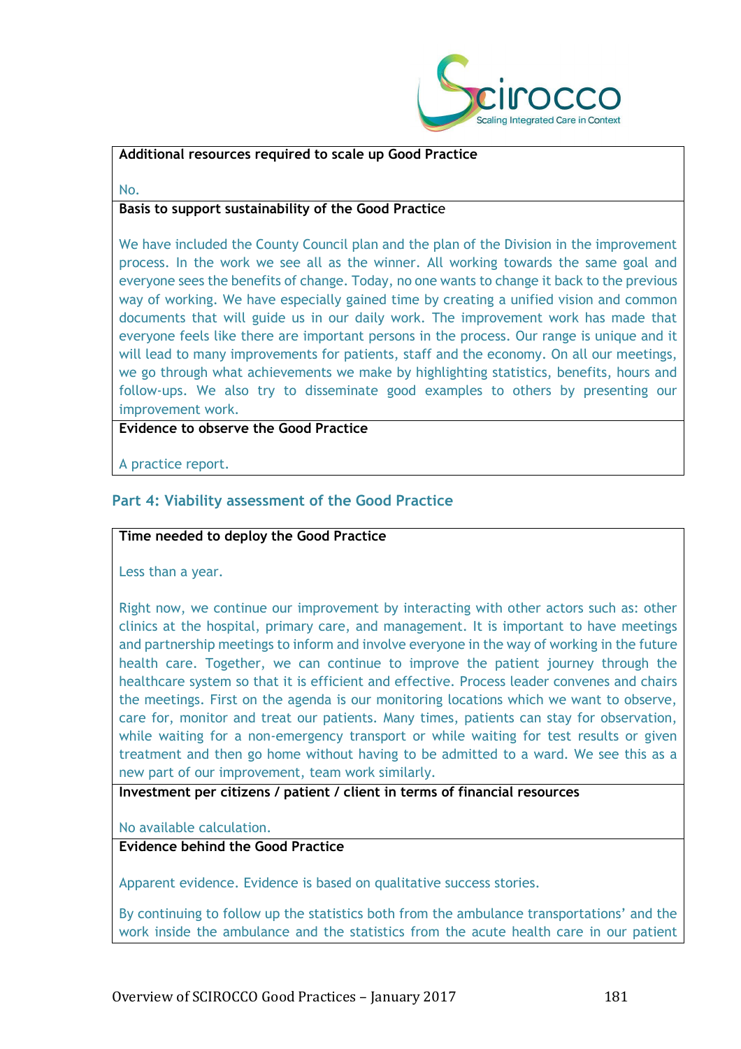**Additional resources required to scale up Good Practice**

No.

**Basis to support sustainability of the Good Practice**

We have included the County Council plan and the plan of the Division in the improvement process. In the work we see all as the winner. All working towards the same goal and everyone sees the benefits of change. Today, no one wants to change it back to the previous way of working. We have especially gained time by creating a unified vision and common documents that will guide us in our daily work. The improvement work has made that everyone feels like there are important persons in the process. Our range is unique and it will lead to many improvements for patients, staff and the economy. On all our meetings, we go through what achievements we make by highlighting statistics, benefits, hours and follow-ups. We also try to disseminate good examples to others by presenting our improvement work.

**Evidence to observe the Good Practice**

A practice report.

## Part 4: Viability assessment of the Good Practice

**Time needed to deploy the Good Practice**

Less than a year.

Right now, we continue our improvement by interacting with other actors such as: other clinics at the hospital, primary care, and management. It is important to have meetings and partnership meetings to inform and involve everyone in the way of working in the future health care. Together, we can continue to improve the patient journey through the healthcare system so that it is efficient and effective. Process leader convenes and chairs the meetings. First on the agenda is our monitoring locations which we want to observe, care for, monitor and treat our patients. Many times, patients can stay for observation, while waiting for a non-emergency transport or while waiting for test results or given treatment and then go home without having to be admitted to a ward. We see this as a new part of our improvement, team work similarly.

**Investment per citizens / patient / client in terms of financial resources**

No available calculation.

**Evidence behind the Good Practice**

Apparent evidence. Evidence is based on qualitative success stories.

By continuing to follow up the statistics both from the ambulance transportations' and the work inside the ambulance and the statistics from the acute health care in our patient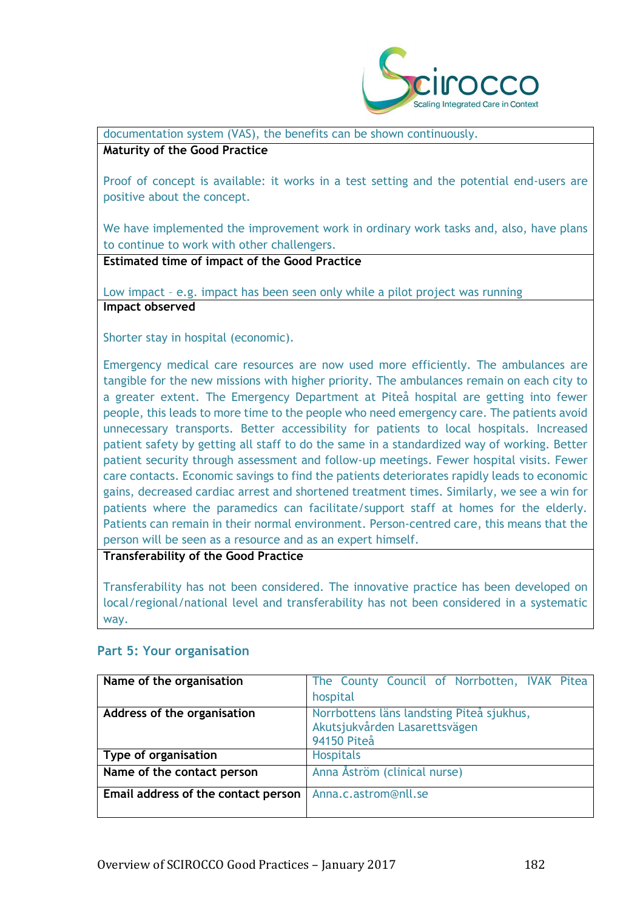documentation system (VAS), the benefits can be shown continuously.

**Maturity of the Good Practice**

Proof of concept is available: it works in a test setting and the potential end-users are positive about the concept.

We have implemented the improvement work in ordinary work tasks and, also, have plans to continue to work with other challengers.

**Estimated time of impact of the Good Practice**

Low impact – e.g. impact has been seen only while a pilot project was running

**Impact observed**

Shorter stay in hospital (economic).

Emergency medical care resources are now used more efficiently. The ambulances are tangible for the new missions with higher priority. The ambulances remain on each city to a greater extent. The Emergency Department at Piteå hospital are getting into fewer people, this leads to more time to the people who need emergency care. The patients avoid unnecessary transports. Better accessibility for patients to local hospitals. Increased patient safety by getting all staff to do the same in a standardized way of working. Better patient security through assessment and follow-up meetings. Fewer hospital visits. Fewer care contacts. Economic savings to find the patients deteriorates rapidly leads to economic gains, decreased cardiac arrest and shortened treatment times. Similarly, we see a win for patients where the paramedics can facilitate/support staff at homes for the elderly. Patients can remain in their normal environment. Person-centred care, this means that the person will be seen as a resource and as an expert himself.

**Transferability of the Good Practice**

Transferability has not been considered. The innovative practice has been developed on local/regional/national level and transferability has not been considered in a systematic way.

## Part 5: Your organisation

| | |
|---|---|
| **Name of the organisation** | The County Council of Norrbotten, IVAK Pitea hospital |
| **Address of the organisation** | Norrbottens läns landsting Piteå sjukhus, Akutsjukvården Lasarettsvägen 94150 Piteå |
| **Type of organisation** | Hospitals |
| **Name of the contact person** | Anna Åström (clinical nurse) |
| **Email address of the contact person** | Anna.c.astrom@nll.se |